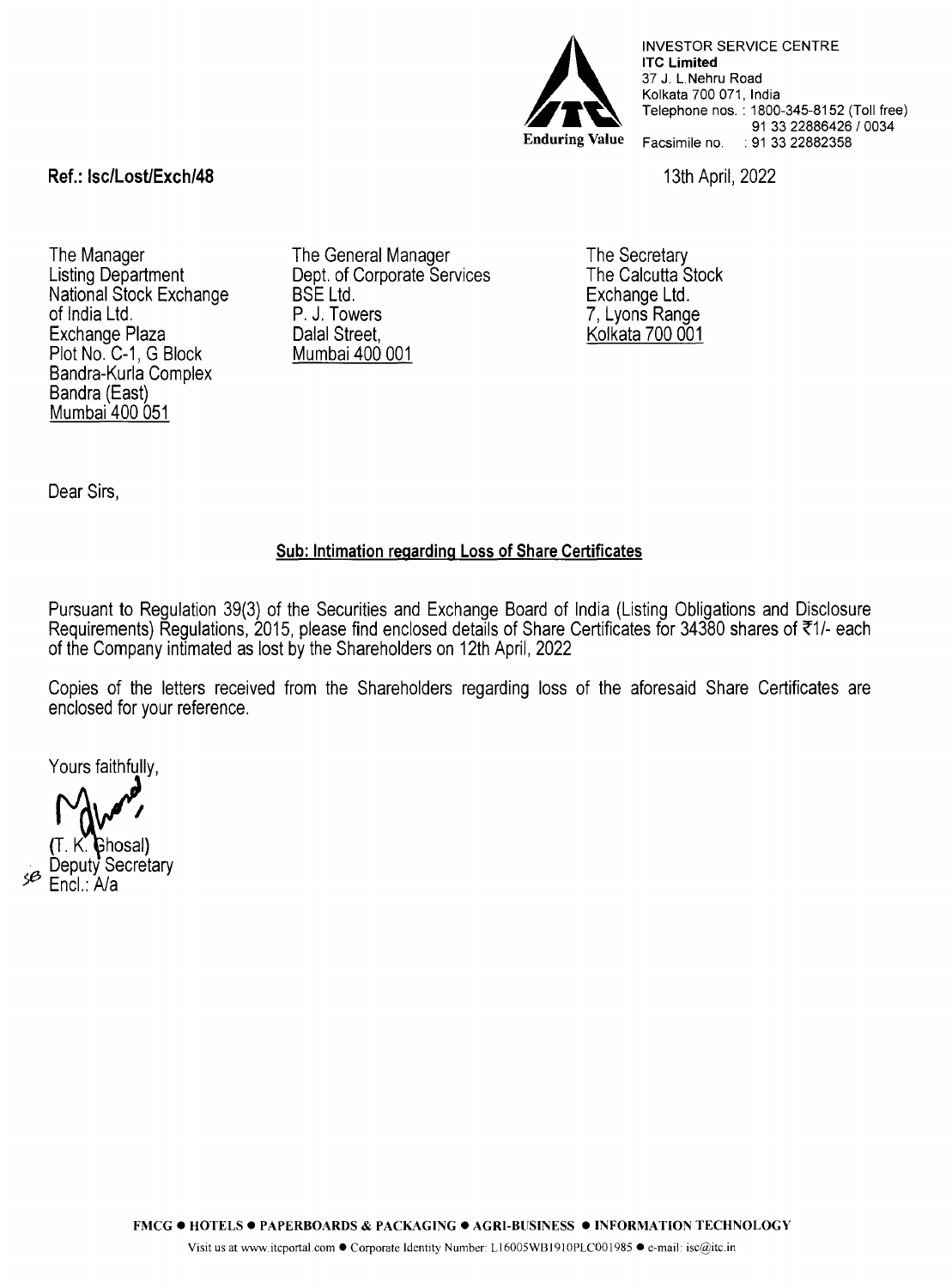INVESTOR SERVICE CENTRE
**ITC Limited**
37 J. L.Nehru Road
Kolkata 700 071, India
Telephone nos. : 1800-345-8152 (Toll free)
91 33 22886426 / 0034
Facsimile no. : 91 33 22882358

Enduring Value

**Ref.: Isc/Lost/Exch/48**

13th April, 2022

The Manager
Listing Department
National Stock Exchange of India Ltd.
Exchange Plaza
Plot No. C-1, G Block
Bandra-Kurla Complex
Bandra (East)
Mumbai 400 051

The General Manager
Dept. of Corporate Services
BSE Ltd.
P. J. Towers
Dalal Street,
Mumbai 400 001

The Secretary
The Calcutta Stock Exchange Ltd.
7, Lyons Range
Kolkata 700 001

Dear Sirs,

**Sub: Intimation regarding Loss of Share Certificates**

Pursuant to Regulation 39(3) of the Securities and Exchange Board of India (Listing Obligations and Disclosure Requirements) Regulations, 2015, please find enclosed details of Share Certificates for 34380 shares of ₹1/- each of the Company intimated as lost by the Shareholders on 12th April, 2022

Copies of the letters received from the Shareholders regarding loss of the aforesaid Share Certificates are enclosed for your reference.

Yours faithfully,

(T. K. Ghosal)
Deputy Secretary
Encl.: A/a

FMCG ● HOTELS ● PAPERBOARDS & PACKAGING ● AGRI-BUSINESS ● INFORMATION TECHNOLOGY

Visit us at www.itcportal.com ● Corporate Identity Number: L16005WB1910PLC001985 ● e-mail: isc@itc.in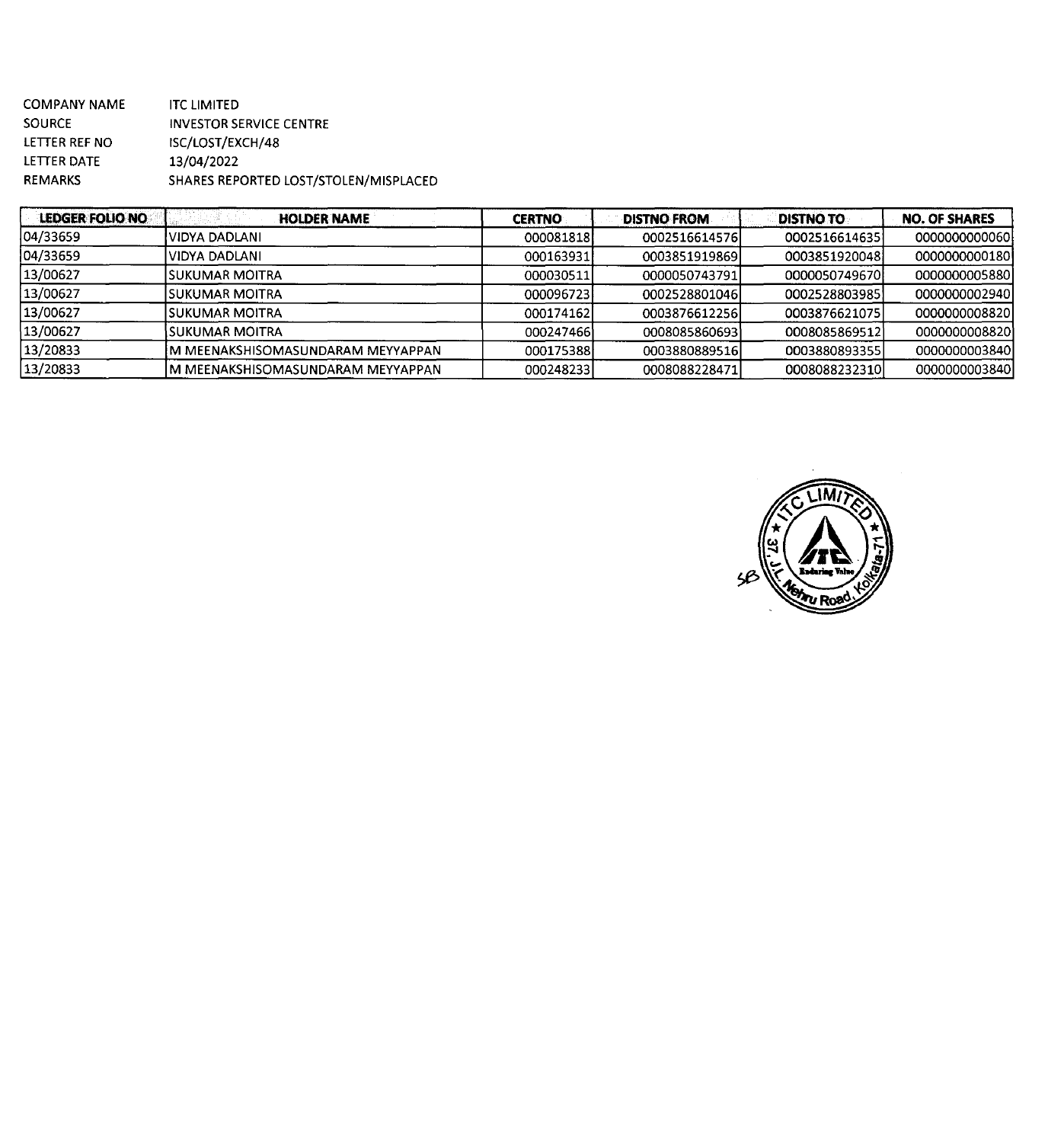COMPANY NAME ITC LIMITED
SOURCE INVESTOR SERVICE CENTRE
LETTER REF NO ISC/LOST/EXCH/48
LETTER DATE 13/04/2022
REMARKS SHARES REPORTED LOST/STOLEN/MISPLACED

| LEDGER FOLIO NO | HOLDER NAME | CERTNO | DISTNO FROM | DISTNO TO | NO. OF SHARES |
|---|---|---|---|---|---|
| 04/33659 | VIDYA DADLANI | 000081818 | 0002516614576 | 0002516614635 | 0000000000060 |
| 04/33659 | VIDYA DADLANI | 000163931 | 0003851919869 | 0003851920048 | 0000000000180 |
| 13/00627 | SUKUMAR MOITRA | 000030511 | 0000050743791 | 0000050749670 | 0000000005880 |
| 13/00627 | SUKUMAR MOITRA | 000096723 | 0002528801046 | 0002528803985 | 0000000002940 |
| 13/00627 | SUKUMAR MOITRA | 000174162 | 0003876612256 | 0003876621075 | 0000000008820 |
| 13/00627 | SUKUMAR MOITRA | 000247466 | 0008085860693 | 0008085869512 | 0000000008820 |
| 13/20833 | M MEENAKSHISOMASUNDARAM MEYYAPPAN | 000175388 | 0003880889516 | 0003880893355 | 0000000003840 |
| 13/20833 | M MEENAKSHISOMASUNDARAM MEYYAPPAN | 000248233 | 0008088228471 | 0008088232310 | 0000000003840 |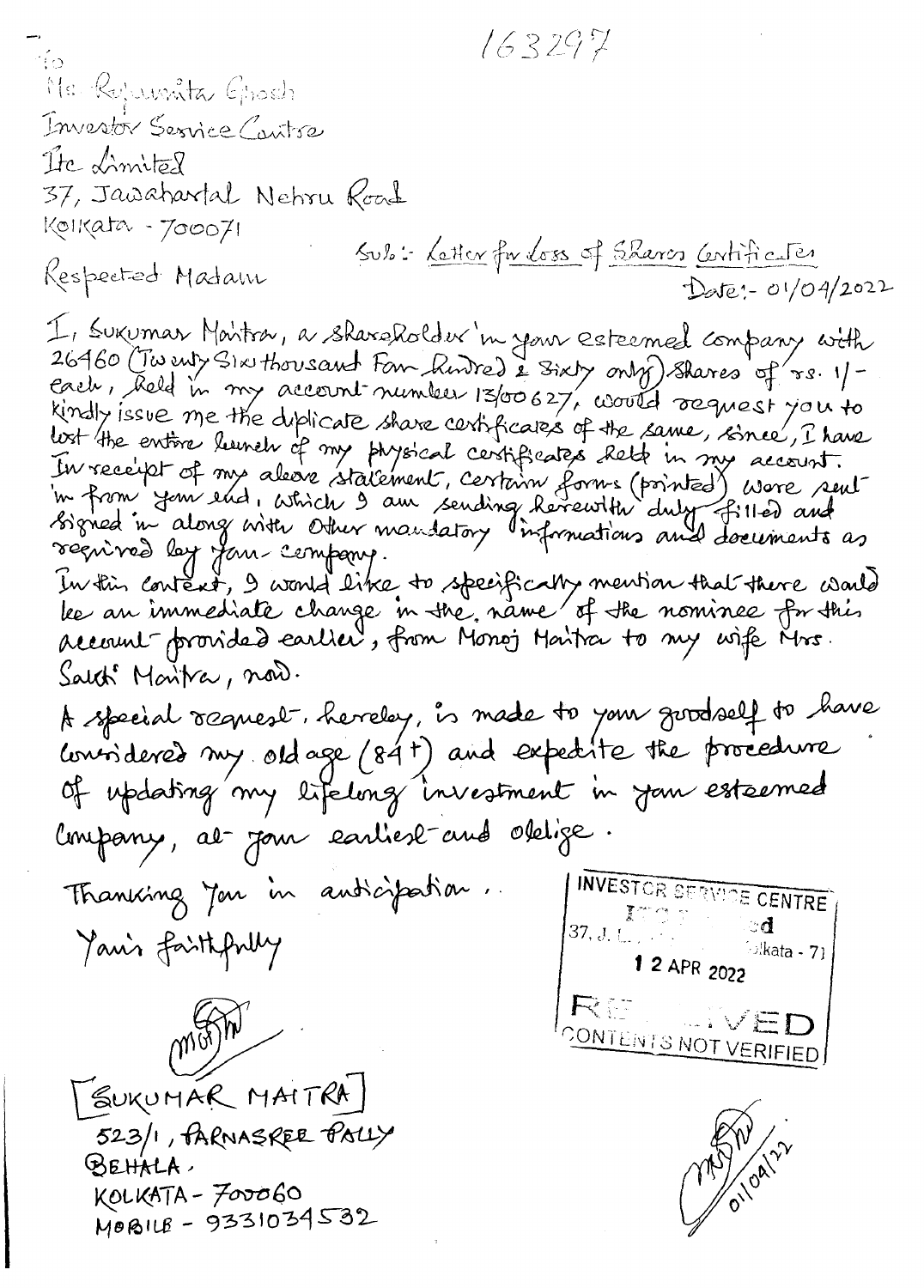163297

To
Ms Rajasmita Ghosh
Investor Service Centre
Itc Limited
37, Jawaharlal Nehru Road
Kolkata - 700071

Sub:- Letter for Loss of Shares Certificates

Respected Madam

Date:- 01/04/2022

I, Sukumar Maitra, a shareholder in your esteemed company with 26460 (Twenty Six thousand Four hundred & Sixty only) Shares of rs. 1/- each, held in my account number 13/00627, would request you to kindly issue me the duplicate share certificates of the same, since, I have lost the entire bunch of my physical certificates held in my account. In receipt of my above statement, certain forms (printed) were sent in from your end, which I am sending herewith duly filled and signed in along with other mandatory informations and documents as required by your company.

In this context, I would like to specifically mention that there would be an immediate change in the name of the nominee for this account provided earlier, from Monoj Maitra to my wife Mrs. Sachi Maitra, now.

A special request, hereby, is made to your goodself to have considered my old age (84+) and expedite the procedure of updating my lifelong investment in your esteemed Company, at your earliest and oblige.

Thanking you in anticipation.

Yours faithfully

(Signature)

[SUKUMAR MAITRA]
523/1, PARNASREE PALLY
BEHALA.
KOLKATA - 700060
MOBILE - 9331034532

INVESTOR SERVICE CENTRE
ITC Limited
37, J. L. Nehru Road, Kolkata - 71
12 APR 2022
RECEIVED
CONTENTS NOT VERIFIED

(Signature) 01/04/22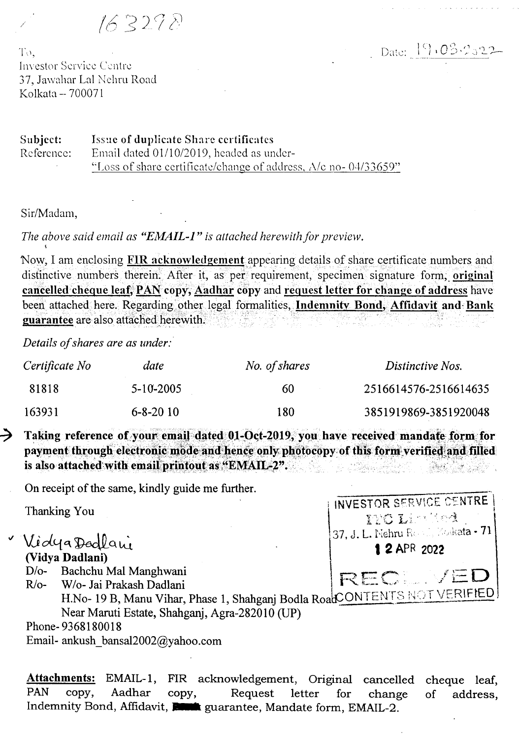163298

Date: 19.03.2022

To,
Investor Service Centre
37, Jawahar Lal Nehru Road
Kolkata – 700071

Subject: **Issue of duplicate Share certificates**
Reference: Email dated 01/10/2019, headed as under-
"Loss of share certificate/change of address, A/c no- 04/33659"

Sir/Madam,

*The above said email as "EMAIL-1" is attached herewith for preview.*

Now, I am enclosing **FIR acknowledgement** appearing details of share certificate numbers and distinctive numbers therein. After it, as per requirement, specimen signature form, **original cancelled cheque leaf**, **PAN** copy, **Aadhar** copy and **request letter for change of address** have been attached here. Regarding other legal formalities, **Indemnity Bond**, **Affidavit** and **Bank guarantee** are also attached herewith.

*Details of shares are as under:*

| *Certificate No* | *date* | *No. of shares* | *Distinctive Nos.* |
|---|---|---|---|
| 81818 | 5-10-2005 | 60 | 2516614576-2516614635 |
| 163931 | 6-8-20 10 | 180 | 3851919869-3851920048 |

→ **Taking reference of your email dated 01-Oct-2019, you have received mandate form for payment through electronic mode and hence only photocopy of this form verified and filled is also attached with email printout as "EMAIL-2".**

On receipt of the same, kindly guide me further.

Thanking You

Vidya Dadlani

**(Vidya Dadlani)**

D/o- Bachchu Mal Manghwani
R/o- W/o- Jai Prakash Dadlani
H.No- 19 B, Manu Vihar, Phase 1, Shahganj Bodla Road
Near Maruti Estate, Shahganj, Agra-282010 (UP)
Phone- 9368180018
Email- ankush_bansal2002@yahoo.com

INVESTOR SERVICE CENTRE
ITC Limited
37, J. L. Nehru Road, Kolkata - 71
12 APR 2022
RECEIVED
CONTENTS NOT VERIFIED

**Attachments:** EMAIL-1, FIR acknowledgement, Original cancelled cheque leaf, PAN copy, Aadhar copy, Request letter for change of address, Indemnity Bond, Affidavit, Bank guarantee, Mandate form, EMAIL-2.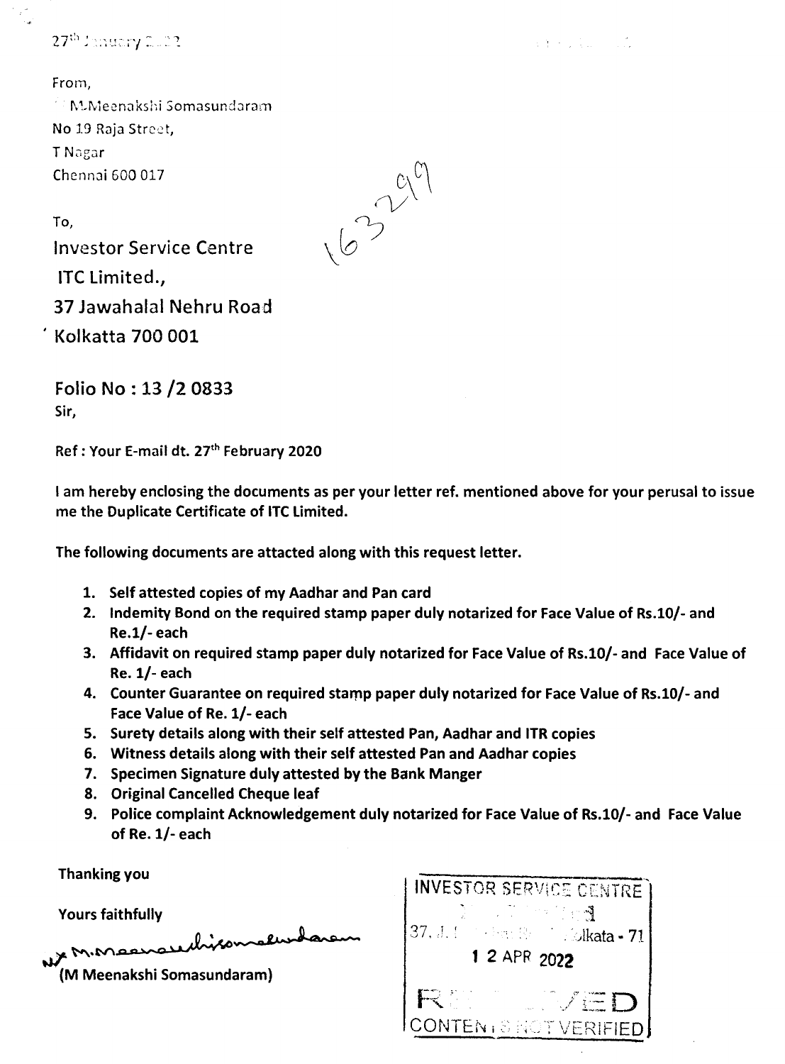27th January 2022

From,

M.Meenakshi Somasundaram
No 19 Raja Street,
T Nagar
Chennai 600 017

To,

Investor Service Centre
ITC Limited.,
37 Jawahalal Nehru Road
Kolkatta 700 001

163299

**Folio No : 13 /2 0833**

Sir,

**Ref : Your E-mail dt. 27th February 2020**

**I am hereby enclosing the documents as per your letter ref. mentioned above for your perusal to issue me the Duplicate Certificate of ITC Limited.**

**The following documents are attacted along with this request letter.**

1. **Self attested copies of my Aadhar and Pan card**
2. **Indemity Bond on the required stamp paper duly notarized for Face Value of Rs.10/- and Re.1/- each**
3. **Affidavit on required stamp paper duly notarized for Face Value of Rs.10/- and Face Value of Re. 1/- each**
4. **Counter Guarantee on required stamp paper duly notarized for Face Value of Rs.10/- and Face Value of Re. 1/- each**
5. **Surety details along with their self attested Pan, Aadhar and ITR copies**
6. **Witness details along with their self attested Pan and Aadhar copies**
7. **Specimen Signature duly attested by the Bank Manger**
8. **Original Cancelled Cheque leaf**
9. **Police complaint Acknowledgement duly notarized for Face Value of Rs.10/- and Face Value of Re. 1/- each**

**Thanking you**

**Yours faithfully**

M.Meenakshisomasundaram

**(M Meenakshi Somasundaram)**

INVESTOR SERVICE CENTRE
37, J. L. Nehru Road, Kolkata - 71
12 APR 2022
RECEIVED
CONTENTS NOT VERIFIED